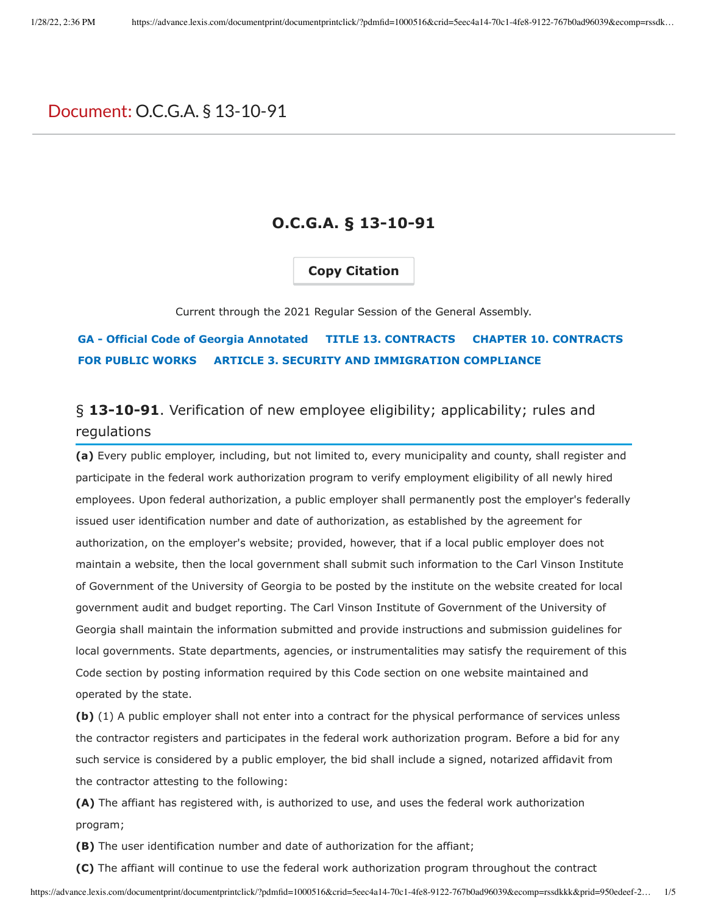# Document: O.C.G.A. § 13-10-91

## O.C.G.A. § 13-10-91

Copy Citation

Current through the 2021 Regular Session of the General Assembly.

**GA - Official Code of Georgia Annotated** **TITLE 13. CONTRACTS** **CHAPTER 10. CONTRACTS FOR PUBLIC WORKS** **ARTICLE 3. SECURITY AND IMMIGRATION COMPLIANCE**

### § **13-10-91**. Verification of new employee eligibility; applicability; rules and regulations

**(a)** Every public employer, including, but not limited to, every municipality and county, shall register and participate in the federal work authorization program to verify employment eligibility of all newly hired employees. Upon federal authorization, a public employer shall permanently post the employer's federally issued user identification number and date of authorization, as established by the agreement for authorization, on the employer's website; provided, however, that if a local public employer does not maintain a website, then the local government shall submit such information to the Carl Vinson Institute of Government of the University of Georgia to be posted by the institute on the website created for local government audit and budget reporting. The Carl Vinson Institute of Government of the University of Georgia shall maintain the information submitted and provide instructions and submission guidelines for local governments. State departments, agencies, or instrumentalities may satisfy the requirement of this Code section by posting information required by this Code section on one website maintained and operated by the state.

**(b)** (1) A public employer shall not enter into a contract for the physical performance of services unless the contractor registers and participates in the federal work authorization program. Before a bid for any such service is considered by a public employer, the bid shall include a signed, notarized affidavit from the contractor attesting to the following:

**(A)** The affiant has registered with, is authorized to use, and uses the federal work authorization program;

**(B)** The user identification number and date of authorization for the affiant;

**(C)** The affiant will continue to use the federal work authorization program throughout the contract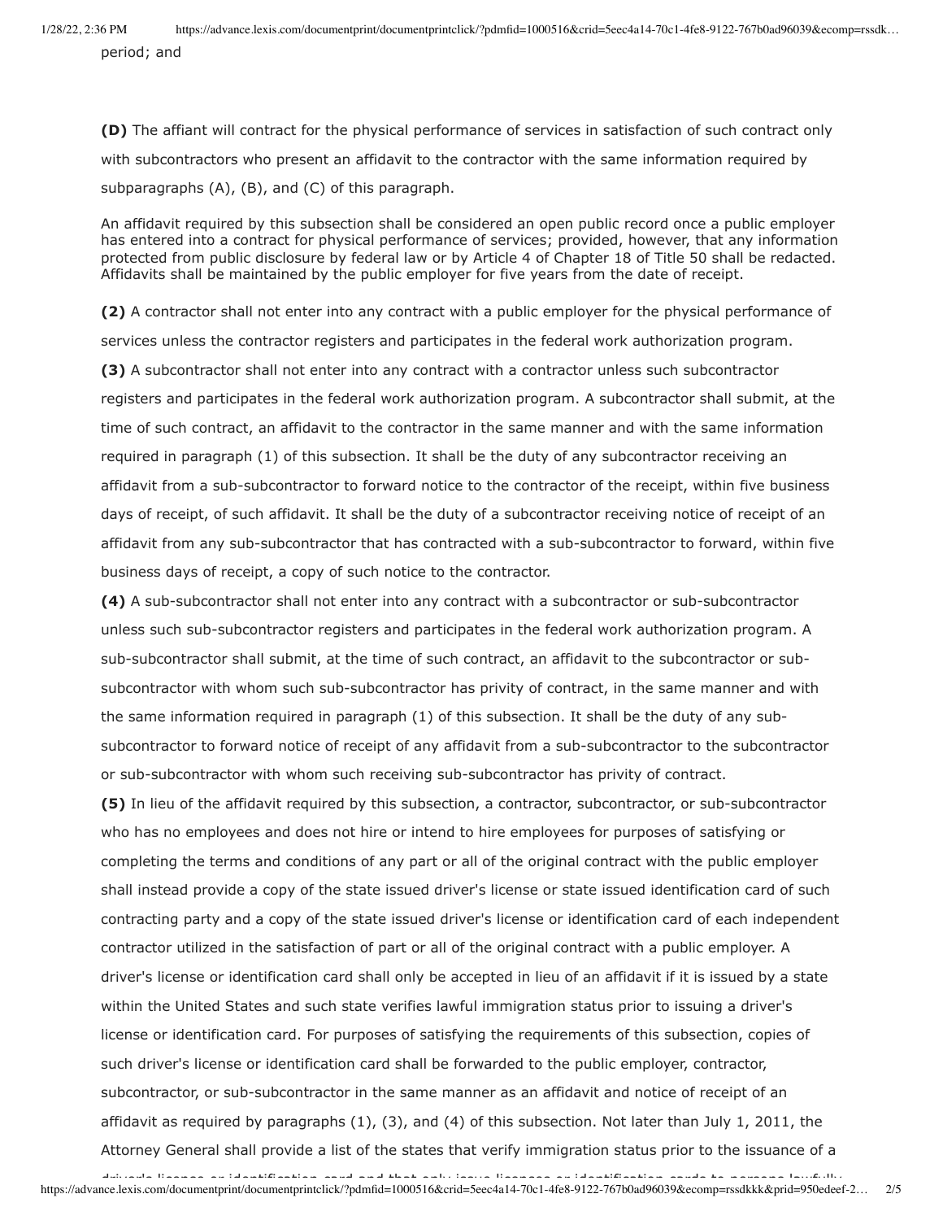period; and

**(D)** The affiant will contract for the physical performance of services in satisfaction of such contract only with subcontractors who present an affidavit to the contractor with the same information required by subparagraphs (A), (B), and (C) of this paragraph.

An affidavit required by this subsection shall be considered an open public record once a public employer has entered into a contract for physical performance of services; provided, however, that any information protected from public disclosure by federal law or by Article 4 of Chapter 18 of Title 50 shall be redacted. Affidavits shall be maintained by the public employer for five years from the date of receipt.

**(2)** A contractor shall not enter into any contract with a public employer for the physical performance of services unless the contractor registers and participates in the federal work authorization program.

**(3)** A subcontractor shall not enter into any contract with a contractor unless such subcontractor registers and participates in the federal work authorization program. A subcontractor shall submit, at the time of such contract, an affidavit to the contractor in the same manner and with the same information required in paragraph (1) of this subsection. It shall be the duty of any subcontractor receiving an affidavit from a sub-subcontractor to forward notice to the contractor of the receipt, within five business days of receipt, of such affidavit. It shall be the duty of a subcontractor receiving notice of receipt of an affidavit from any sub-subcontractor that has contracted with a sub-subcontractor to forward, within five business days of receipt, a copy of such notice to the contractor.

**(4)** A sub-subcontractor shall not enter into any contract with a subcontractor or sub-subcontractor unless such sub-subcontractor registers and participates in the federal work authorization program. A sub-subcontractor shall submit, at the time of such contract, an affidavit to the subcontractor or sub-subcontractor with whom such sub-subcontractor has privity of contract, in the same manner and with the same information required in paragraph (1) of this subsection. It shall be the duty of any sub-subcontractor to forward notice of receipt of any affidavit from a sub-subcontractor to the subcontractor or sub-subcontractor with whom such receiving sub-subcontractor has privity of contract.

**(5)** In lieu of the affidavit required by this subsection, a contractor, subcontractor, or sub-subcontractor who has no employees and does not hire or intend to hire employees for purposes of satisfying or completing the terms and conditions of any part or all of the original contract with the public employer shall instead provide a copy of the state issued driver's license or state issued identification card of such contracting party and a copy of the state issued driver's license or identification card of each independent contractor utilized in the satisfaction of part or all of the original contract with a public employer. A driver's license or identification card shall only be accepted in lieu of an affidavit if it is issued by a state within the United States and such state verifies lawful immigration status prior to issuing a driver's license or identification card. For purposes of satisfying the requirements of this subsection, copies of such driver's license or identification card shall be forwarded to the public employer, contractor, subcontractor, or sub-subcontractor in the same manner as an affidavit and notice of receipt of an affidavit as required by paragraphs (1), (3), and (4) of this subsection. Not later than July 1, 2011, the Attorney General shall provide a list of the states that verify immigration status prior to the issuance of a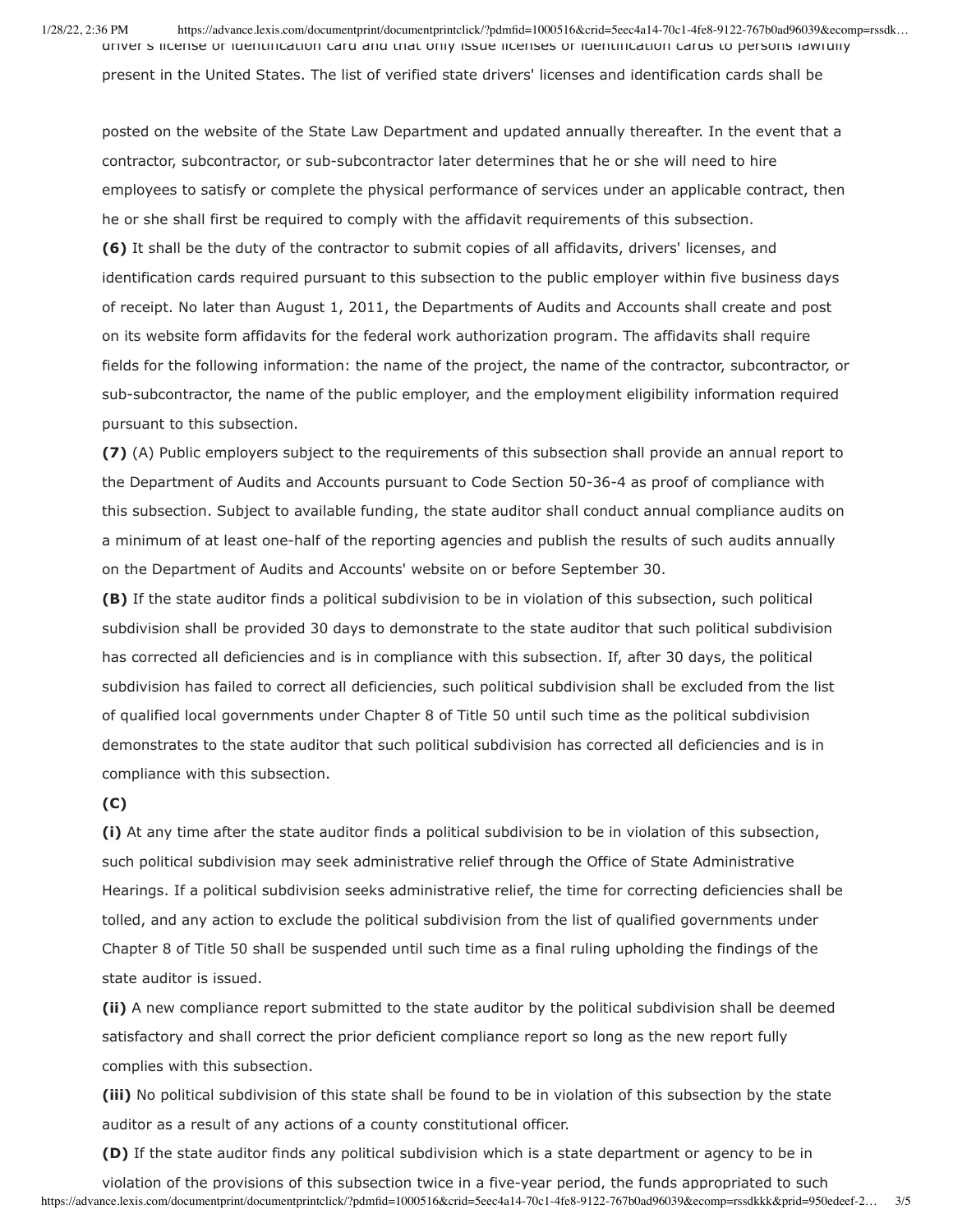driver's license or identification card and that only issue licenses or identification cards to persons lawfully present in the United States. The list of verified state drivers' licenses and identification cards shall be posted on the website of the State Law Department and updated annually thereafter. In the event that a contractor, subcontractor, or sub-subcontractor later determines that he or she will need to hire employees to satisfy or complete the physical performance of services under an applicable contract, then he or she shall first be required to comply with the affidavit requirements of this subsection.

**(6)** It shall be the duty of the contractor to submit copies of all affidavits, drivers' licenses, and identification cards required pursuant to this subsection to the public employer within five business days of receipt. No later than August 1, 2011, the Departments of Audits and Accounts shall create and post on its website form affidavits for the federal work authorization program. The affidavits shall require fields for the following information: the name of the project, the name of the contractor, subcontractor, or sub-subcontractor, the name of the public employer, and the employment eligibility information required pursuant to this subsection.

**(7)** (A) Public employers subject to the requirements of this subsection shall provide an annual report to the Department of Audits and Accounts pursuant to Code Section 50-36-4 as proof of compliance with this subsection. Subject to available funding, the state auditor shall conduct annual compliance audits on a minimum of at least one-half of the reporting agencies and publish the results of such audits annually on the Department of Audits and Accounts' website on or before September 30.

**(B)** If the state auditor finds a political subdivision to be in violation of this subsection, such political subdivision shall be provided 30 days to demonstrate to the state auditor that such political subdivision has corrected all deficiencies and is in compliance with this subsection. If, after 30 days, the political subdivision has failed to correct all deficiencies, such political subdivision shall be excluded from the list of qualified local governments under Chapter 8 of Title 50 until such time as the political subdivision demonstrates to the state auditor that such political subdivision has corrected all deficiencies and is in compliance with this subsection.

**(C)**

**(i)** At any time after the state auditor finds a political subdivision to be in violation of this subsection, such political subdivision may seek administrative relief through the Office of State Administrative Hearings. If a political subdivision seeks administrative relief, the time for correcting deficiencies shall be tolled, and any action to exclude the political subdivision from the list of qualified governments under Chapter 8 of Title 50 shall be suspended until such time as a final ruling upholding the findings of the state auditor is issued.

**(ii)** A new compliance report submitted to the state auditor by the political subdivision shall be deemed satisfactory and shall correct the prior deficient compliance report so long as the new report fully complies with this subsection.

**(iii)** No political subdivision of this state shall be found to be in violation of this subsection by the state auditor as a result of any actions of a county constitutional officer.

**(D)** If the state auditor finds any political subdivision which is a state department or agency to be in violation of the provisions of this subsection twice in a five-year period, the funds appropriated to such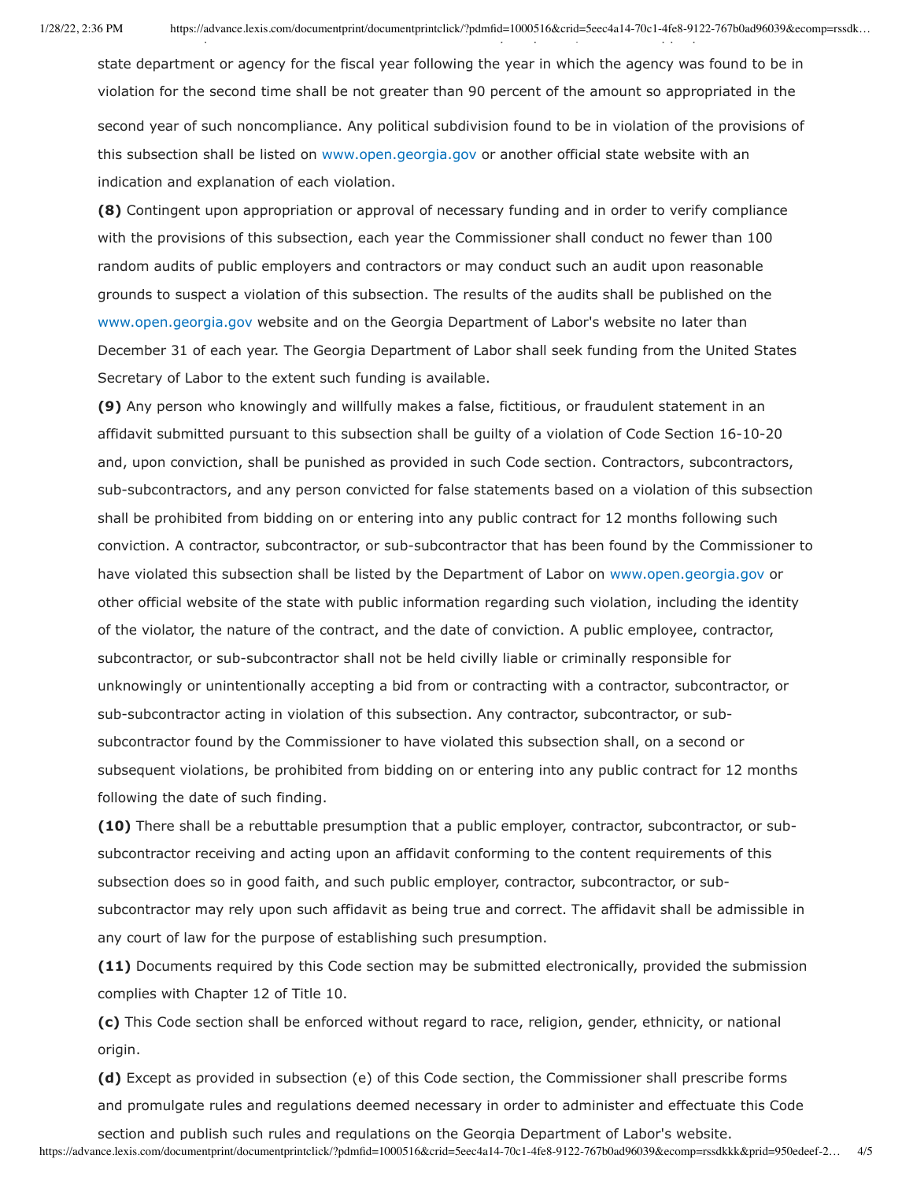state department or agency for the fiscal year following the year in which the agency was found to be in violation for the second time shall be not greater than 90 percent of the amount so appropriated in the second year of such noncompliance. Any political subdivision found to be in violation of the provisions of this subsection shall be listed on www.open.georgia.gov or another official state website with an indication and explanation of each violation.

**(8)** Contingent upon appropriation or approval of necessary funding and in order to verify compliance with the provisions of this subsection, each year the Commissioner shall conduct no fewer than 100 random audits of public employers and contractors or may conduct such an audit upon reasonable grounds to suspect a violation of this subsection. The results of the audits shall be published on the www.open.georgia.gov website and on the Georgia Department of Labor's website no later than December 31 of each year. The Georgia Department of Labor shall seek funding from the United States Secretary of Labor to the extent such funding is available.

**(9)** Any person who knowingly and willfully makes a false, fictitious, or fraudulent statement in an affidavit submitted pursuant to this subsection shall be guilty of a violation of Code Section 16-10-20 and, upon conviction, shall be punished as provided in such Code section. Contractors, subcontractors, sub-subcontractors, and any person convicted for false statements based on a violation of this subsection shall be prohibited from bidding on or entering into any public contract for 12 months following such conviction. A contractor, subcontractor, or sub-subcontractor that has been found by the Commissioner to have violated this subsection shall be listed by the Department of Labor on www.open.georgia.gov or other official website of the state with public information regarding such violation, including the identity of the violator, the nature of the contract, and the date of conviction. A public employee, contractor, subcontractor, or sub-subcontractor shall not be held civilly liable or criminally responsible for unknowingly or unintentionally accepting a bid from or contracting with a contractor, subcontractor, or sub-subcontractor acting in violation of this subsection. Any contractor, subcontractor, or sub-subcontractor found by the Commissioner to have violated this subsection shall, on a second or subsequent violations, be prohibited from bidding on or entering into any public contract for 12 months following the date of such finding.

**(10)** There shall be a rebuttable presumption that a public employer, contractor, subcontractor, or sub-subcontractor receiving and acting upon an affidavit conforming to the content requirements of this subsection does so in good faith, and such public employer, contractor, subcontractor, or sub-subcontractor may rely upon such affidavit as being true and correct. The affidavit shall be admissible in any court of law for the purpose of establishing such presumption.

**(11)** Documents required by this Code section may be submitted electronically, provided the submission complies with Chapter 12 of Title 10.

**(c)** This Code section shall be enforced without regard to race, religion, gender, ethnicity, or national origin.

**(d)** Except as provided in subsection (e) of this Code section, the Commissioner shall prescribe forms and promulgate rules and regulations deemed necessary in order to administer and effectuate this Code section and publish such rules and regulations on the Georgia Department of Labor's website.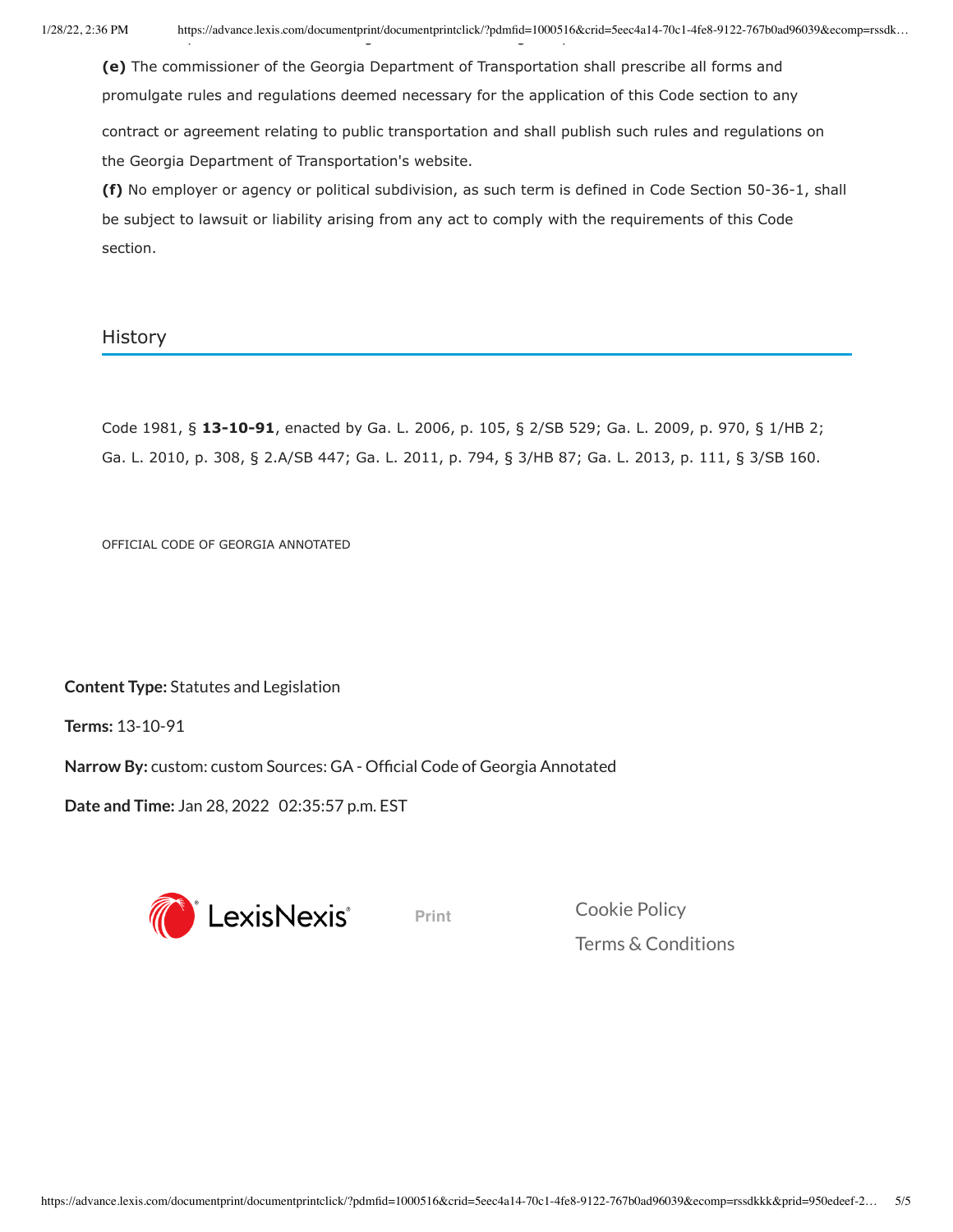**(e)** The commissioner of the Georgia Department of Transportation shall prescribe all forms and promulgate rules and regulations deemed necessary for the application of this Code section to any contract or agreement relating to public transportation and shall publish such rules and regulations on the Georgia Department of Transportation's website.

**(f)** No employer or agency or political subdivision, as such term is defined in Code Section 50-36-1, shall be subject to lawsuit or liability arising from any act to comply with the requirements of this Code section.

## History

Code 1981, § **13-10-91**, enacted by Ga. L. 2006, p. 105, § 2/SB 529; Ga. L. 2009, p. 970, § 1/HB 2; Ga. L. 2010, p. 308, § 2.A/SB 447; Ga. L. 2011, p. 794, § 3/HB 87; Ga. L. 2013, p. 111, § 3/SB 160.

OFFICIAL CODE OF GEORGIA ANNOTATED

**Content Type:** Statutes and Legislation

**Terms:** 13-10-91

**Narrow By:** custom: custom Sources: GA - Official Code of Georgia Annotated

**Date and Time:** Jan 28, 2022 02:35:57 p.m. EST

LexisNexis® Print

Cookie Policy

Terms & Conditions